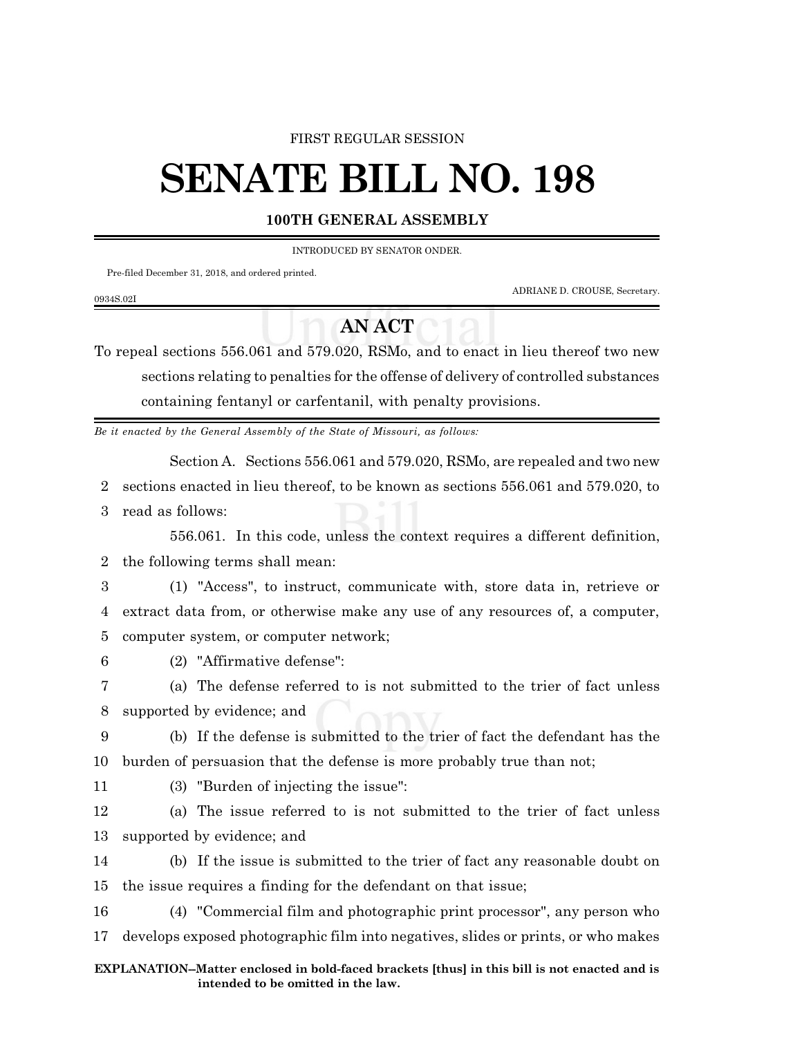FIRST REGULAR SESSION

# SENATE BILL NO. 198

**100TH GENERAL ASSEMBLY**

INTRODUCED BY SENATOR ONDER.

Pre-filed December 31, 2018, and ordered printed.

ADRIANE D. CROUSE, Secretary.

0934S.02I

## AN ACT

To repeal sections 556.061 and 579.020, RSMo, and to enact in lieu thereof two new sections relating to penalties for the offense of delivery of controlled substances containing fentanyl or carfentanil, with penalty provisions.

*Be it enacted by the General Assembly of the State of Missouri, as follows:*

Section A. Sections 556.061 and 579.020, RSMo, are repealed and two new sections enacted in lieu thereof, to be known as sections 556.061 and 579.020, to read as follows:

556.061. In this code, unless the context requires a different definition, the following terms shall mean:

(1) "Access", to instruct, communicate with, store data in, retrieve or extract data from, or otherwise make any use of any resources of, a computer, computer system, or computer network;

(2) "Affirmative defense":

(a) The defense referred to is not submitted to the trier of fact unless supported by evidence; and

(b) If the defense is submitted to the trier of fact the defendant has the burden of persuasion that the defense is more probably true than not;

(3) "Burden of injecting the issue":

(a) The issue referred to is not submitted to the trier of fact unless supported by evidence; and

(b) If the issue is submitted to the trier of fact any reasonable doubt on the issue requires a finding for the defendant on that issue;

(4) "Commercial film and photographic print processor", any person who develops exposed photographic film into negatives, slides or prints, or who makes

**EXPLANATION–Matter enclosed in bold-faced brackets [thus] in this bill is not enacted and is intended to be omitted in the law.**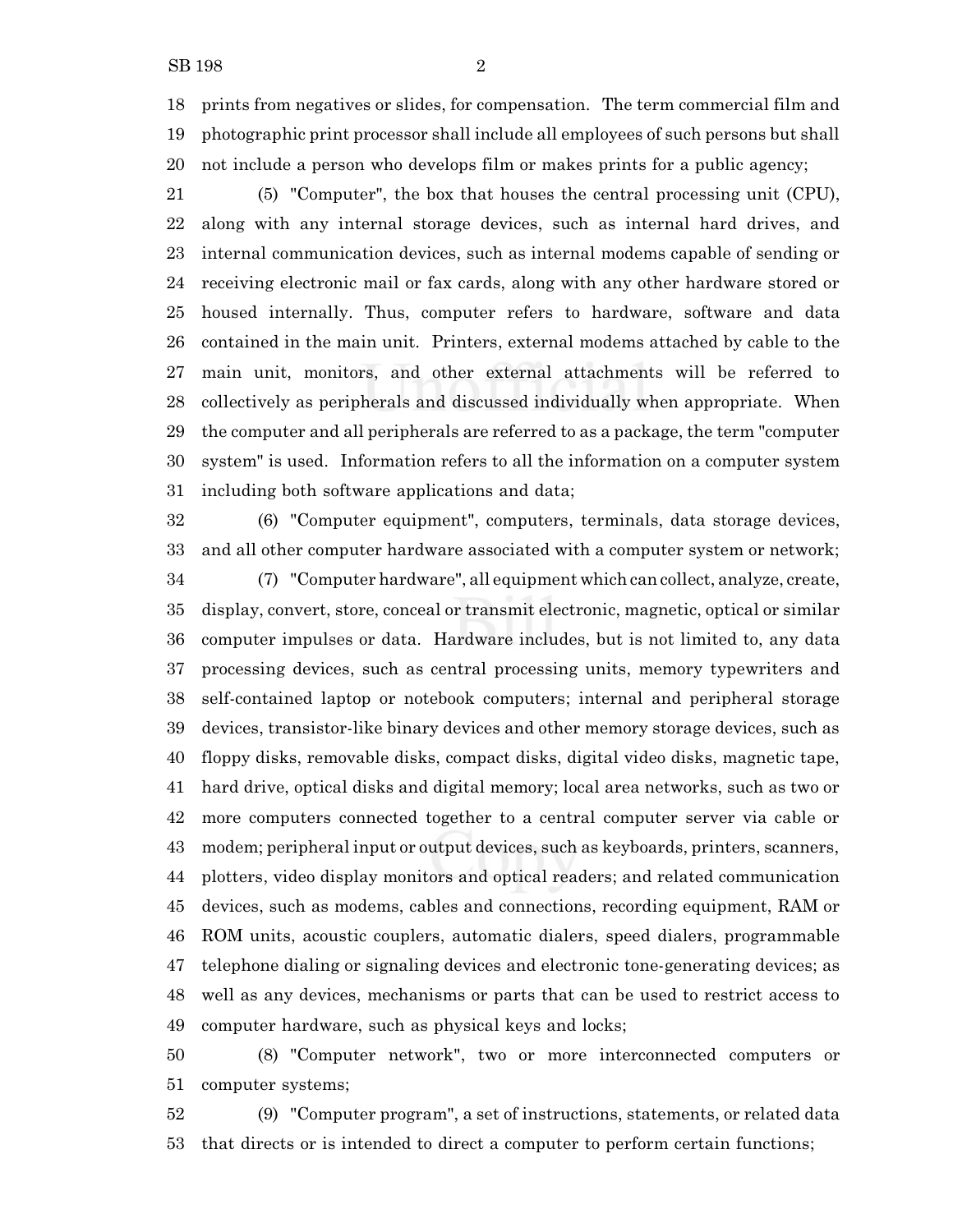prints from negatives or slides, for compensation. The term commercial film and photographic print processor shall include all employees of such persons but shall not include a person who develops film or makes prints for a public agency;

(5) "Computer", the box that houses the central processing unit (CPU), along with any internal storage devices, such as internal hard drives, and internal communication devices, such as internal modems capable of sending or receiving electronic mail or fax cards, along with any other hardware stored or housed internally. Thus, computer refers to hardware, software and data contained in the main unit. Printers, external modems attached by cable to the main unit, monitors, and other external attachments will be referred to collectively as peripherals and discussed individually when appropriate. When the computer and all peripherals are referred to as a package, the term "computer system" is used. Information refers to all the information on a computer system including both software applications and data;

(6) "Computer equipment", computers, terminals, data storage devices, and all other computer hardware associated with a computer system or network;

(7) "Computer hardware", all equipment which can collect, analyze, create, display, convert, store, conceal or transmit electronic, magnetic, optical or similar computer impulses or data. Hardware includes, but is not limited to, any data processing devices, such as central processing units, memory typewriters and self-contained laptop or notebook computers; internal and peripheral storage devices, transistor-like binary devices and other memory storage devices, such as floppy disks, removable disks, compact disks, digital video disks, magnetic tape, hard drive, optical disks and digital memory; local area networks, such as two or more computers connected together to a central computer server via cable or modem; peripheral input or output devices, such as keyboards, printers, scanners, plotters, video display monitors and optical readers; and related communication devices, such as modems, cables and connections, recording equipment, RAM or ROM units, acoustic couplers, automatic dialers, speed dialers, programmable telephone dialing or signaling devices and electronic tone-generating devices; as well as any devices, mechanisms or parts that can be used to restrict access to computer hardware, such as physical keys and locks;

(8) "Computer network", two or more interconnected computers or computer systems;

(9) "Computer program", a set of instructions, statements, or related data that directs or is intended to direct a computer to perform certain functions;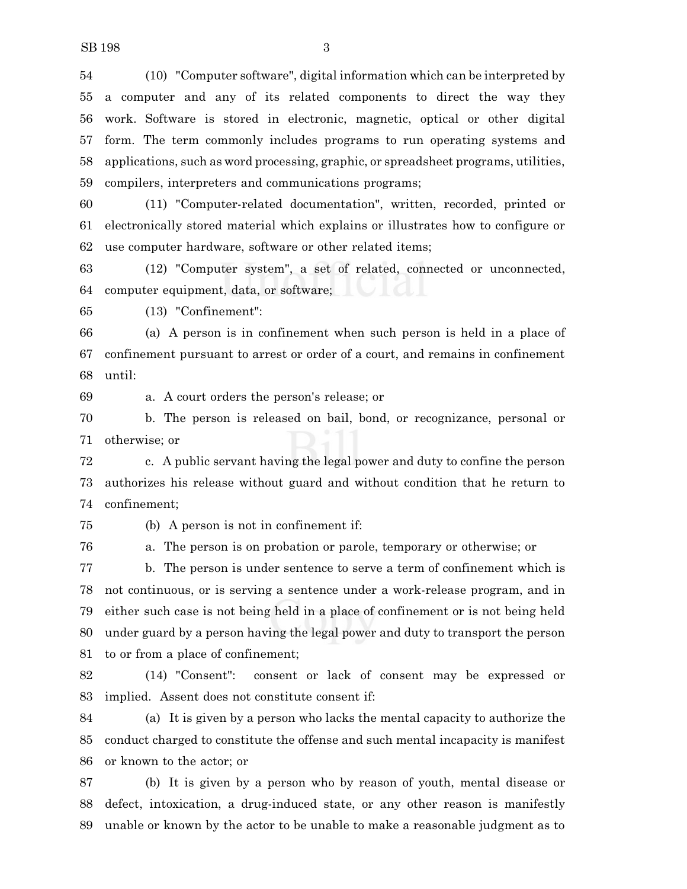(10) "Computer software", digital information which can be interpreted by a computer and any of its related components to direct the way they work. Software is stored in electronic, magnetic, optical or other digital form. The term commonly includes programs to run operating systems and applications, such as word processing, graphic, or spreadsheet programs, utilities, compilers, interpreters and communications programs;

(11) "Computer-related documentation", written, recorded, printed or electronically stored material which explains or illustrates how to configure or use computer hardware, software or other related items;

(12) "Computer system", a set of related, connected or unconnected, computer equipment, data, or software;

(13) "Confinement":

(a) A person is in confinement when such person is held in a place of confinement pursuant to arrest or order of a court, and remains in confinement until:

a. A court orders the person's release; or

b. The person is released on bail, bond, or recognizance, personal or otherwise; or

c. A public servant having the legal power and duty to confine the person authorizes his release without guard and without condition that he return to confinement;

(b) A person is not in confinement if:

a. The person is on probation or parole, temporary or otherwise; or

b. The person is under sentence to serve a term of confinement which is not continuous, or is serving a sentence under a work-release program, and in either such case is not being held in a place of confinement or is not being held under guard by a person having the legal power and duty to transport the person to or from a place of confinement;

(14) "Consent": consent or lack of consent may be expressed or implied. Assent does not constitute consent if:

(a) It is given by a person who lacks the mental capacity to authorize the conduct charged to constitute the offense and such mental incapacity is manifest or known to the actor; or

(b) It is given by a person who by reason of youth, mental disease or defect, intoxication, a drug-induced state, or any other reason is manifestly unable or known by the actor to be unable to make a reasonable judgment as to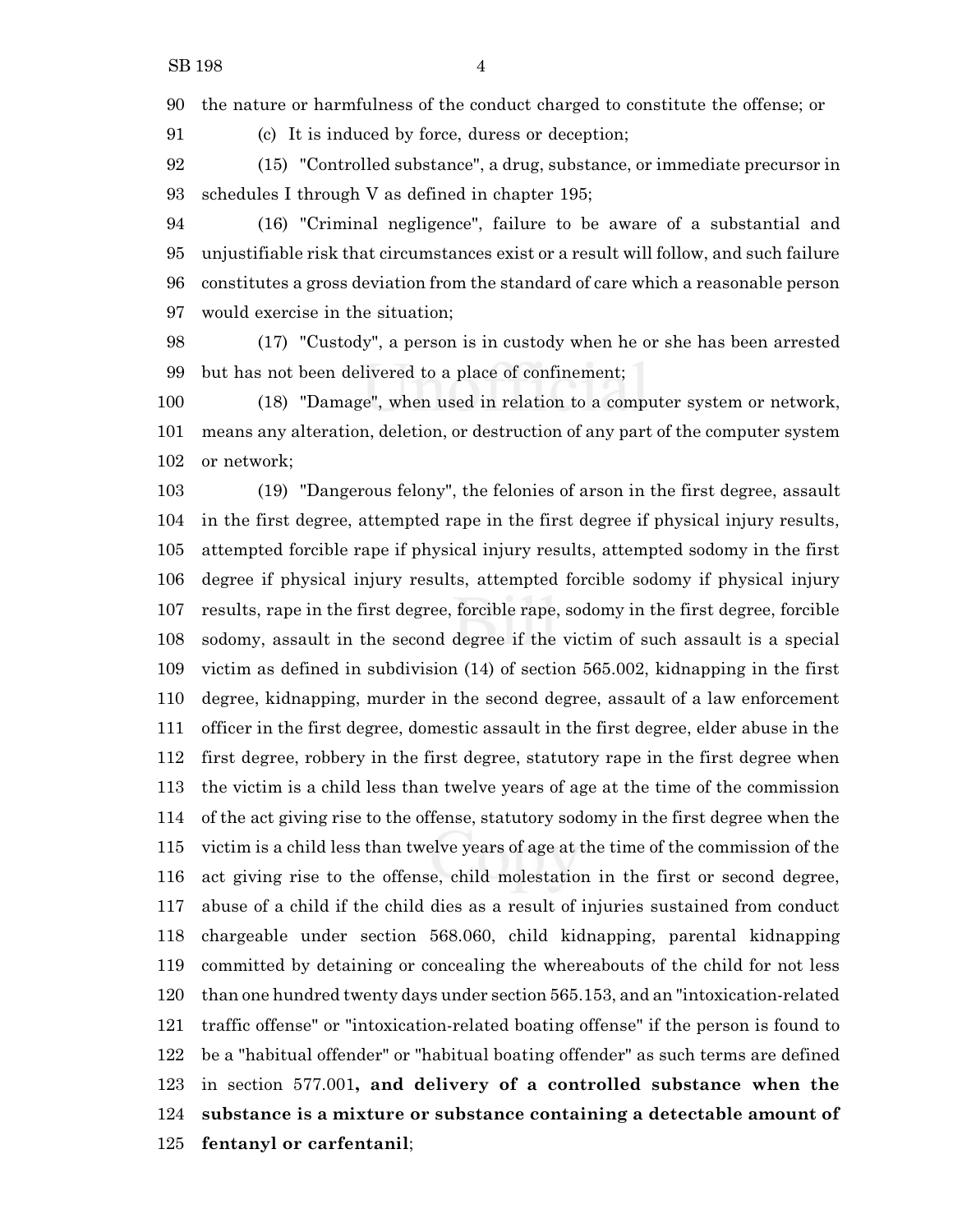the nature or harmfulness of the conduct charged to constitute the offense; or

(c) It is induced by force, duress or deception;

(15) "Controlled substance", a drug, substance, or immediate precursor in schedules I through V as defined in chapter 195;

(16) "Criminal negligence", failure to be aware of a substantial and unjustifiable risk that circumstances exist or a result will follow, and such failure constitutes a gross deviation from the standard of care which a reasonable person would exercise in the situation;

(17) "Custody", a person is in custody when he or she has been arrested but has not been delivered to a place of confinement;

(18) "Damage", when used in relation to a computer system or network, means any alteration, deletion, or destruction of any part of the computer system or network;

(19) "Dangerous felony", the felonies of arson in the first degree, assault in the first degree, attempted rape in the first degree if physical injury results, attempted forcible rape if physical injury results, attempted sodomy in the first degree if physical injury results, attempted forcible sodomy if physical injury results, rape in the first degree, forcible rape, sodomy in the first degree, forcible sodomy, assault in the second degree if the victim of such assault is a special victim as defined in subdivision (14) of section 565.002, kidnapping in the first degree, kidnapping, murder in the second degree, assault of a law enforcement officer in the first degree, domestic assault in the first degree, elder abuse in the first degree, robbery in the first degree, statutory rape in the first degree when the victim is a child less than twelve years of age at the time of the commission of the act giving rise to the offense, statutory sodomy in the first degree when the victim is a child less than twelve years of age at the time of the commission of the act giving rise to the offense, child molestation in the first or second degree, abuse of a child if the child dies as a result of injuries sustained from conduct chargeable under section 568.060, child kidnapping, parental kidnapping committed by detaining or concealing the whereabouts of the child for not less than one hundred twenty days under section 565.153, and an "intoxication-related traffic offense" or "intoxication-related boating offense" if the person is found to be a "habitual offender" or "habitual boating offender" as such terms are defined in section 577.001**, and delivery of a controlled substance when the substance is a mixture or substance containing a detectable amount of fentanyl or carfentanil**;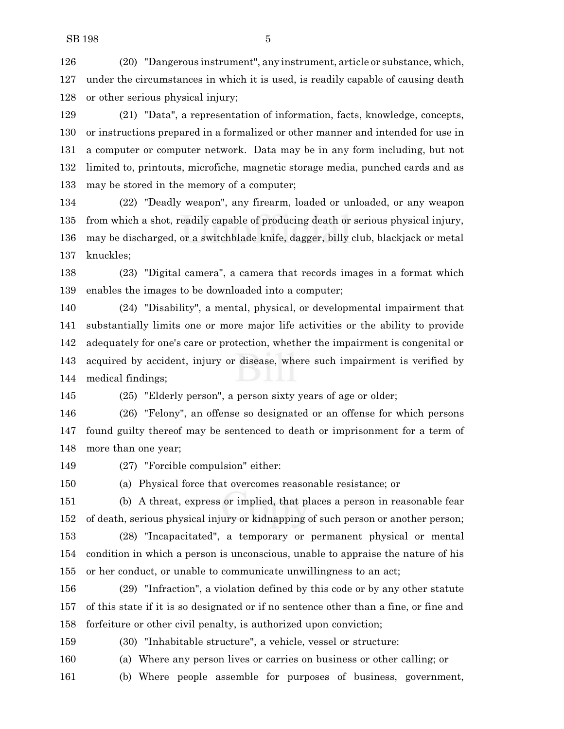(20) "Dangerous instrument", any instrument, article or substance, which, under the circumstances in which it is used, is readily capable of causing death or other serious physical injury;

(21) "Data", a representation of information, facts, knowledge, concepts, or instructions prepared in a formalized or other manner and intended for use in a computer or computer network. Data may be in any form including, but not limited to, printouts, microfiche, magnetic storage media, punched cards and as may be stored in the memory of a computer;

(22) "Deadly weapon", any firearm, loaded or unloaded, or any weapon from which a shot, readily capable of producing death or serious physical injury, may be discharged, or a switchblade knife, dagger, billy club, blackjack or metal knuckles;

(23) "Digital camera", a camera that records images in a format which enables the images to be downloaded into a computer;

(24) "Disability", a mental, physical, or developmental impairment that substantially limits one or more major life activities or the ability to provide adequately for one's care or protection, whether the impairment is congenital or acquired by accident, injury or disease, where such impairment is verified by medical findings;

(25) "Elderly person", a person sixty years of age or older;

(26) "Felony", an offense so designated or an offense for which persons found guilty thereof may be sentenced to death or imprisonment for a term of more than one year;

(27) "Forcible compulsion" either:

(a) Physical force that overcomes reasonable resistance; or

(b) A threat, express or implied, that places a person in reasonable fear of death, serious physical injury or kidnapping of such person or another person;

(28) "Incapacitated", a temporary or permanent physical or mental condition in which a person is unconscious, unable to appraise the nature of his or her conduct, or unable to communicate unwillingness to an act;

(29) "Infraction", a violation defined by this code or by any other statute of this state if it is so designated or if no sentence other than a fine, or fine and forfeiture or other civil penalty, is authorized upon conviction;

(30) "Inhabitable structure", a vehicle, vessel or structure:

(a) Where any person lives or carries on business or other calling; or

(b) Where people assemble for purposes of business, government,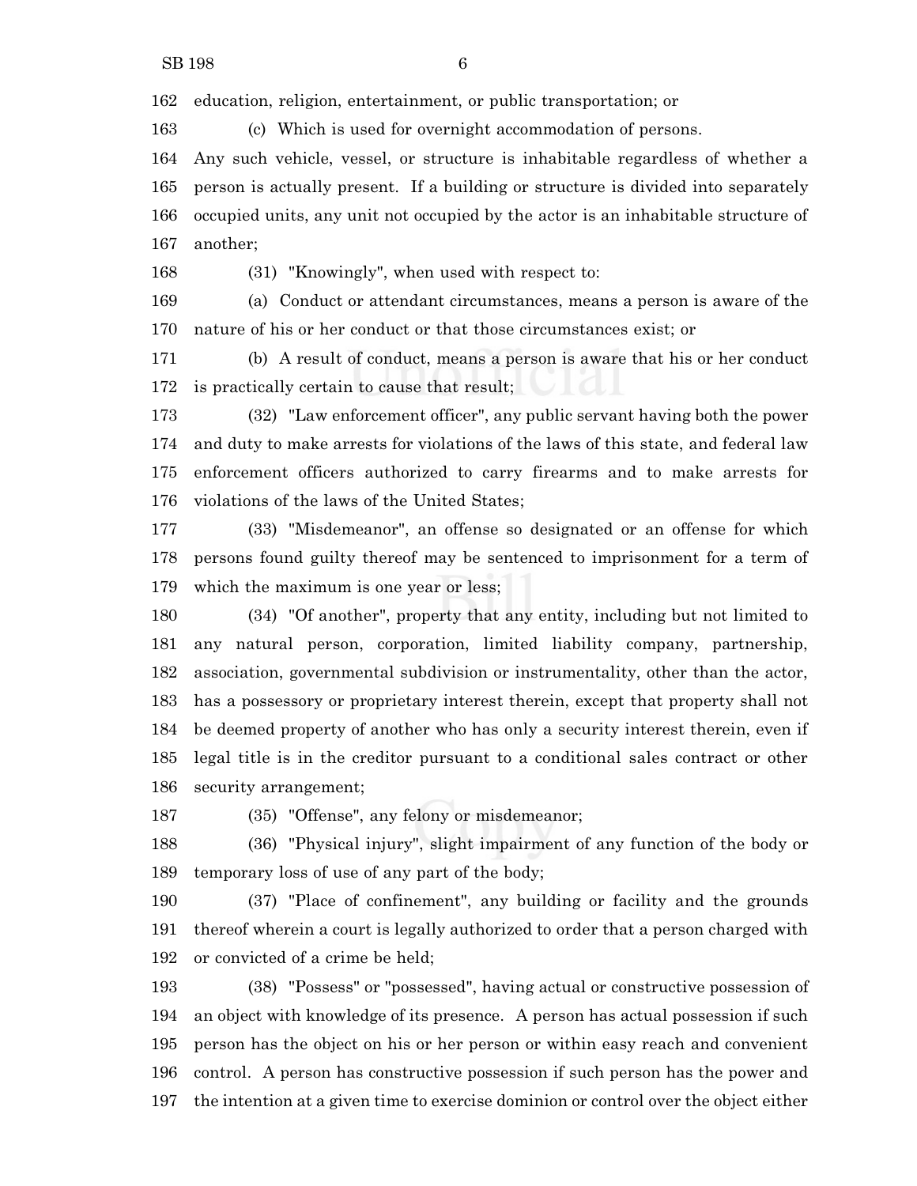education, religion, entertainment, or public transportation; or

(c) Which is used for overnight accommodation of persons.

Any such vehicle, vessel, or structure is inhabitable regardless of whether a person is actually present. If a building or structure is divided into separately occupied units, any unit not occupied by the actor is an inhabitable structure of another;

(31) "Knowingly", when used with respect to:

(a) Conduct or attendant circumstances, means a person is aware of the nature of his or her conduct or that those circumstances exist; or

(b) A result of conduct, means a person is aware that his or her conduct is practically certain to cause that result;

(32) "Law enforcement officer", any public servant having both the power and duty to make arrests for violations of the laws of this state, and federal law enforcement officers authorized to carry firearms and to make arrests for violations of the laws of the United States;

(33) "Misdemeanor", an offense so designated or an offense for which persons found guilty thereof may be sentenced to imprisonment for a term of which the maximum is one year or less;

(34) "Of another", property that any entity, including but not limited to any natural person, corporation, limited liability company, partnership, association, governmental subdivision or instrumentality, other than the actor, has a possessory or proprietary interest therein, except that property shall not be deemed property of another who has only a security interest therein, even if legal title is in the creditor pursuant to a conditional sales contract or other security arrangement;

(35) "Offense", any felony or misdemeanor;

(36) "Physical injury", slight impairment of any function of the body or temporary loss of use of any part of the body;

(37) "Place of confinement", any building or facility and the grounds thereof wherein a court is legally authorized to order that a person charged with or convicted of a crime be held;

(38) "Possess" or "possessed", having actual or constructive possession of an object with knowledge of its presence. A person has actual possession if such person has the object on his or her person or within easy reach and convenient control. A person has constructive possession if such person has the power and the intention at a given time to exercise dominion or control over the object either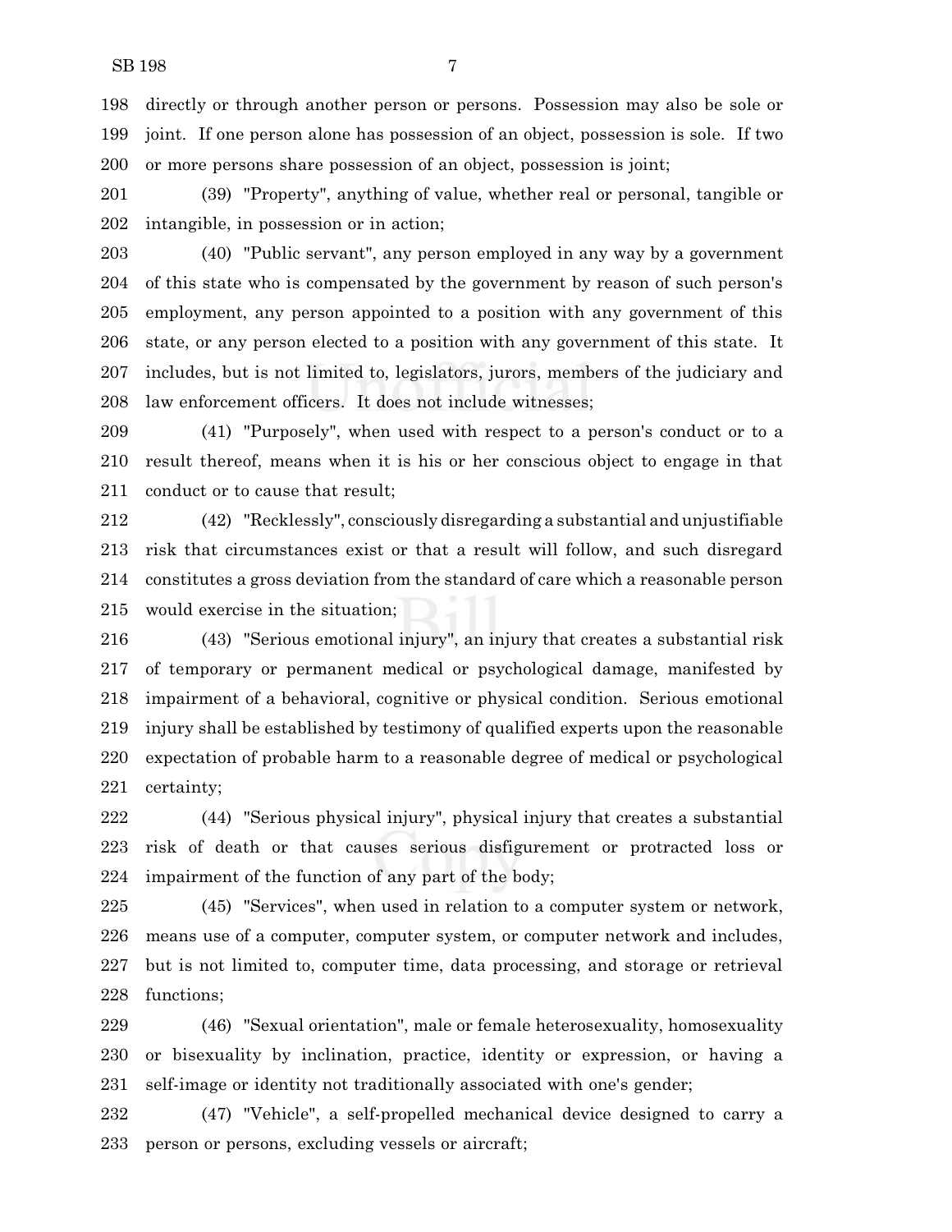directly or through another person or persons. Possession may also be sole or joint. If one person alone has possession of an object, possession is sole. If two or more persons share possession of an object, possession is joint;

(39) "Property", anything of value, whether real or personal, tangible or intangible, in possession or in action;

(40) "Public servant", any person employed in any way by a government of this state who is compensated by the government by reason of such person's employment, any person appointed to a position with any government of this state, or any person elected to a position with any government of this state. It includes, but is not limited to, legislators, jurors, members of the judiciary and law enforcement officers. It does not include witnesses;

(41) "Purposely", when used with respect to a person's conduct or to a result thereof, means when it is his or her conscious object to engage in that conduct or to cause that result;

(42) "Recklessly", consciously disregarding a substantial and unjustifiable risk that circumstances exist or that a result will follow, and such disregard constitutes a gross deviation from the standard of care which a reasonable person would exercise in the situation;

(43) "Serious emotional injury", an injury that creates a substantial risk of temporary or permanent medical or psychological damage, manifested by impairment of a behavioral, cognitive or physical condition. Serious emotional injury shall be established by testimony of qualified experts upon the reasonable expectation of probable harm to a reasonable degree of medical or psychological certainty;

(44) "Serious physical injury", physical injury that creates a substantial risk of death or that causes serious disfigurement or protracted loss or impairment of the function of any part of the body;

(45) "Services", when used in relation to a computer system or network, means use of a computer, computer system, or computer network and includes, but is not limited to, computer time, data processing, and storage or retrieval functions;

(46) "Sexual orientation", male or female heterosexuality, homosexuality or bisexuality by inclination, practice, identity or expression, or having a self-image or identity not traditionally associated with one's gender;

(47) "Vehicle", a self-propelled mechanical device designed to carry a person or persons, excluding vessels or aircraft;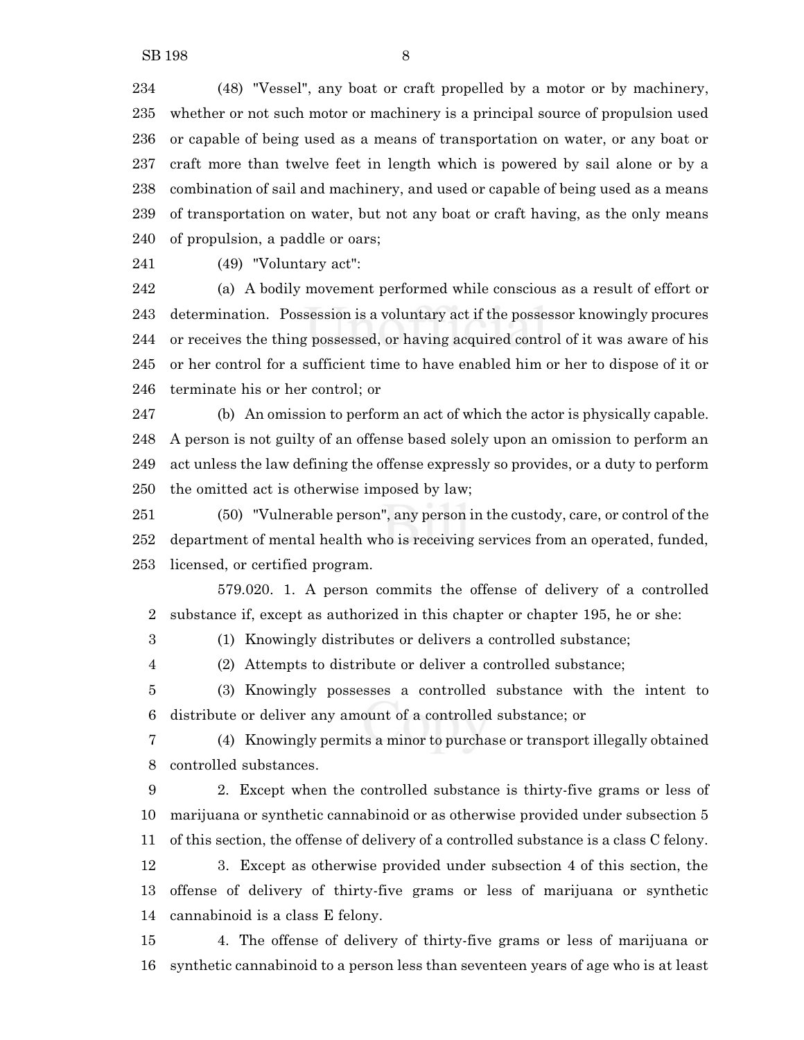(48) "Vessel", any boat or craft propelled by a motor or by machinery, whether or not such motor or machinery is a principal source of propulsion used or capable of being used as a means of transportation on water, or any boat or craft more than twelve feet in length which is powered by sail alone or by a combination of sail and machinery, and used or capable of being used as a means of transportation on water, but not any boat or craft having, as the only means of propulsion, a paddle or oars;

(49) "Voluntary act":

(a) A bodily movement performed while conscious as a result of effort or determination. Possession is a voluntary act if the possessor knowingly procures or receives the thing possessed, or having acquired control of it was aware of his or her control for a sufficient time to have enabled him or her to dispose of it or terminate his or her control; or

(b) An omission to perform an act of which the actor is physically capable. A person is not guilty of an offense based solely upon an omission to perform an act unless the law defining the offense expressly so provides, or a duty to perform the omitted act is otherwise imposed by law;

(50) "Vulnerable person", any person in the custody, care, or control of the department of mental health who is receiving services from an operated, funded, licensed, or certified program.

579.020. 1. A person commits the offense of delivery of a controlled substance if, except as authorized in this chapter or chapter 195, he or she:

(1) Knowingly distributes or delivers a controlled substance;

(2) Attempts to distribute or deliver a controlled substance;

(3) Knowingly possesses a controlled substance with the intent to distribute or deliver any amount of a controlled substance; or

(4) Knowingly permits a minor to purchase or transport illegally obtained controlled substances.

2. Except when the controlled substance is thirty-five grams or less of marijuana or synthetic cannabinoid or as otherwise provided under subsection 5 of this section, the offense of delivery of a controlled substance is a class C felony.

3. Except as otherwise provided under subsection 4 of this section, the offense of delivery of thirty-five grams or less of marijuana or synthetic cannabinoid is a class E felony.

4. The offense of delivery of thirty-five grams or less of marijuana or synthetic cannabinoid to a person less than seventeen years of age who is at least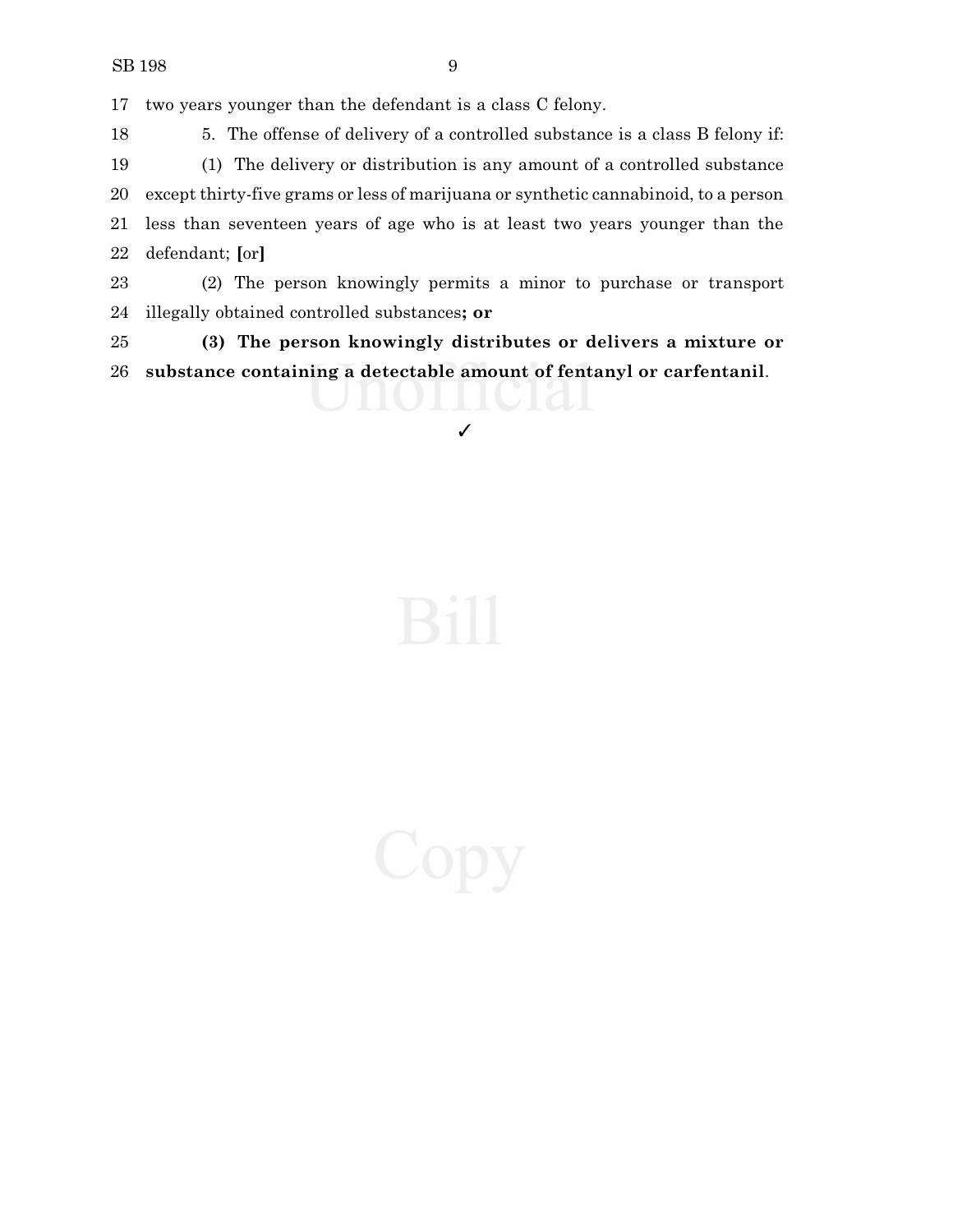two years younger than the defendant is a class C felony.

5. The offense of delivery of a controlled substance is a class B felony if:

(1) The delivery or distribution is any amount of a controlled substance except thirty-five grams or less of marijuana or synthetic cannabinoid, to a person less than seventeen years of age who is at least two years younger than the defendant; **[**or**]**

(2) The person knowingly permits a minor to purchase or transport illegally obtained controlled substances**; or**

**(3) The person knowingly distributes or delivers a mixture or substance containing a detectable amount of fentanyl or carfentanil**.

✓